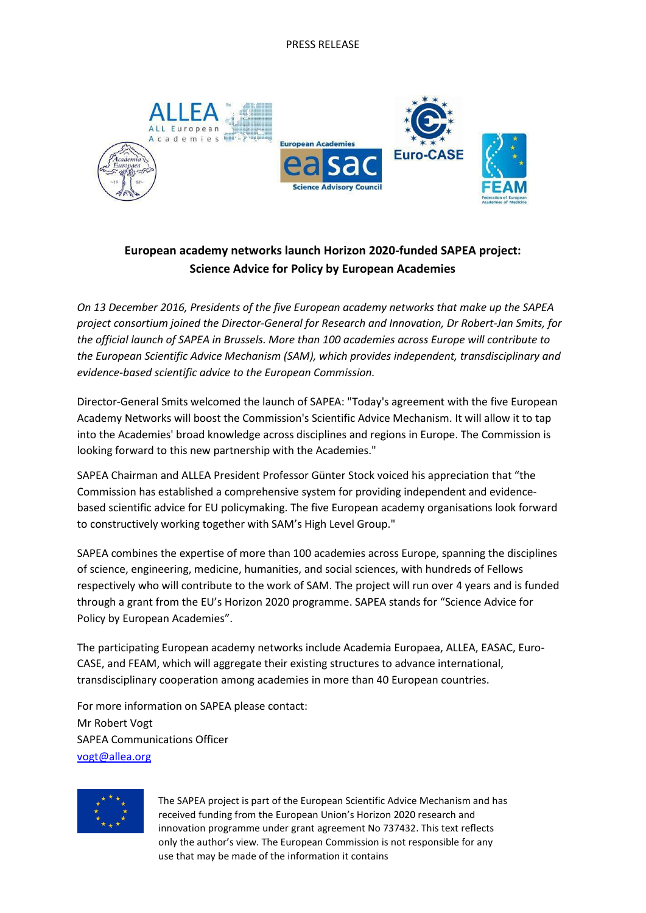PRESS RELEASE

## European academy networks launch Horizon 2020-funded SAPEA project: Science Advice for Policy by European Academies

*On 13 December 2016, Presidents of the five European academy networks that make up the SAPEA project consortium joined the Director-General for Research and Innovation, Dr Robert-Jan Smits, for the official launch of SAPEA in Brussels. More than 100 academies across Europe will contribute to the European Scientific Advice Mechanism (SAM), which provides independent, transdisciplinary and evidence-based scientific advice to the European Commission.*

Director-General Smits welcomed the launch of SAPEA: "Today's agreement with the five European Academy Networks will boost the Commission's Scientific Advice Mechanism. It will allow it to tap into the Academies' broad knowledge across disciplines and regions in Europe. The Commission is looking forward to this new partnership with the Academies."

SAPEA Chairman and ALLEA President Professor Günter Stock voiced his appreciation that "the Commission has established a comprehensive system for providing independent and evidence-based scientific advice for EU policymaking. The five European academy organisations look forward to constructively working together with SAM's High Level Group."

SAPEA combines the expertise of more than 100 academies across Europe, spanning the disciplines of science, engineering, medicine, humanities, and social sciences, with hundreds of Fellows respectively who will contribute to the work of SAM. The project will run over 4 years and is funded through a grant from the EU's Horizon 2020 programme. SAPEA stands for "Science Advice for Policy by European Academies".

The participating European academy networks include Academia Europaea, ALLEA, EASAC, Euro-CASE, and FEAM, which will aggregate their existing structures to advance international, transdisciplinary cooperation among academies in more than 40 European countries.

For more information on SAPEA please contact:
Mr Robert Vogt
SAPEA Communications Officer
vogt@allea.org

The SAPEA project is part of the European Scientific Advice Mechanism and has received funding from the European Union's Horizon 2020 research and innovation programme under grant agreement No 737432. This text reflects only the author's view. The European Commission is not responsible for any use that may be made of the information it contains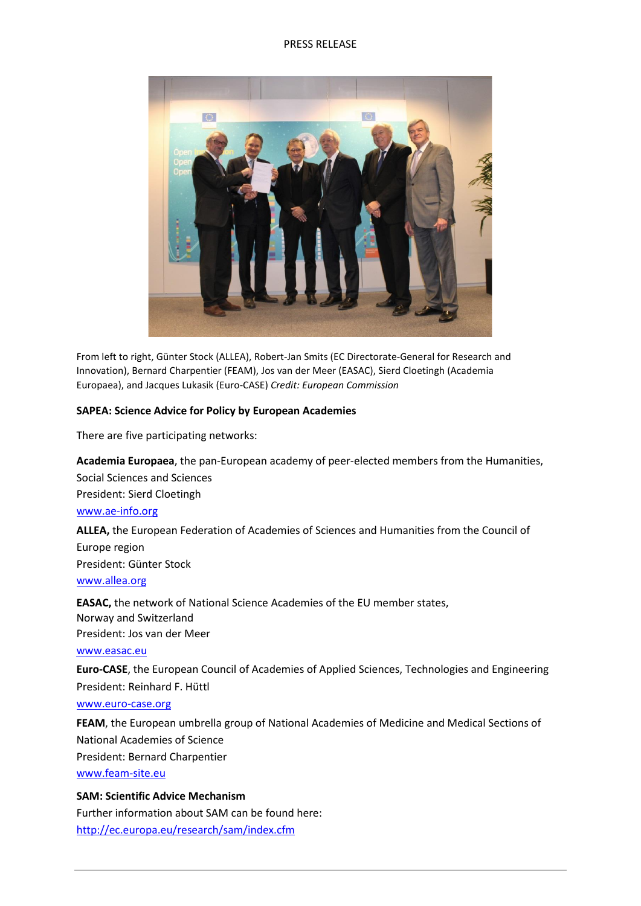PRESS RELEASE

From left to right, Günter Stock (ALLEA), Robert-Jan Smits (EC Directorate-General for Research and Innovation), Bernard Charpentier (FEAM), Jos van der Meer (EASAC), Sierd Cloetingh (Academia Europaea), and Jacques Lukasik (Euro-CASE) *Credit: European Commission*

**SAPEA: Science Advice for Policy by European Academies**

There are five participating networks:

**Academia Europaea**, the pan-European academy of peer-elected members from the Humanities, Social Sciences and Sciences
President: Sierd Cloetingh
www.ae-info.org

**ALLEA,** the European Federation of Academies of Sciences and Humanities from the Council of Europe region
President: Günter Stock
www.allea.org

**EASAC,** the network of National Science Academies of the EU member states, Norway and Switzerland
President: Jos van der Meer
www.easac.eu

**Euro-CASE**, the European Council of Academies of Applied Sciences, Technologies and Engineering
President: Reinhard F. Hüttl
www.euro-case.org

**FEAM**, the European umbrella group of National Academies of Medicine and Medical Sections of National Academies of Science
President: Bernard Charpentier
www.feam-site.eu

**SAM: Scientific Advice Mechanism**
Further information about SAM can be found here:
http://ec.europa.eu/research/sam/index.cfm